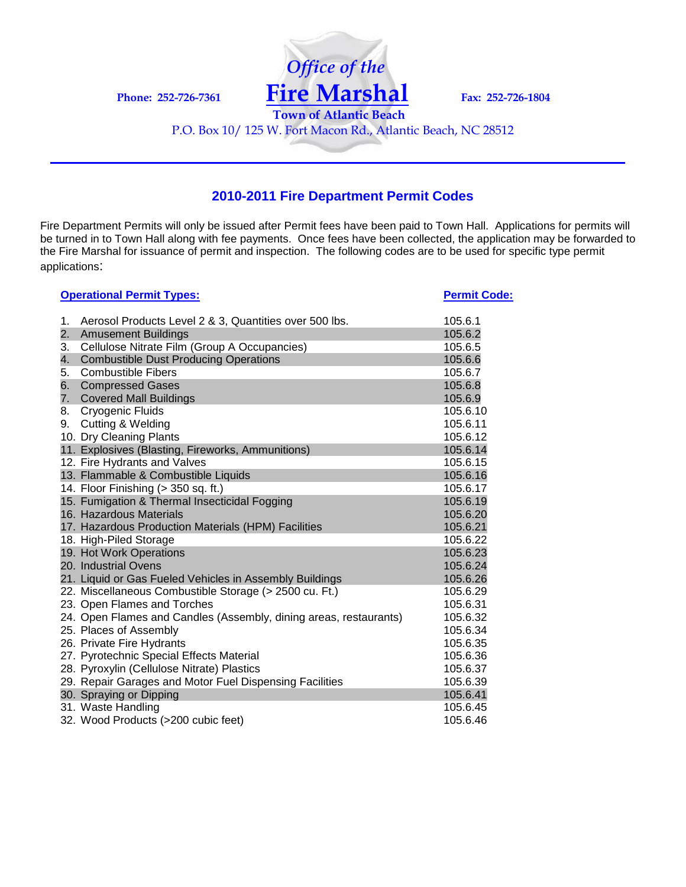Phone: 252-726-7361

# Office of the Fire Marshal

**Town of Atlantic Beach**

P.O. Box 10/ 125 W. Fort Macon Rd., Atlantic Beach, NC 28512

Fax: 252-726-1804

## 2010-2011 Fire Department Permit Codes

Fire Department Permits will only be issued after Permit fees have been paid to Town Hall. Applications for permits will be turned in to Town Hall along with fee payments. Once fees have been collected, the application may be forwarded to the Fire Marshal for issuance of permit and inspection. The following codes are to be used for specific type permit applications:

| Operational Permit Types: | Permit Code: |
|---|---|
| 1. Aerosol Products Level 2 & 3, Quantities over 500 lbs. | 105.6.1 |
| 2. Amusement Buildings | 105.6.2 |
| 3. Cellulose Nitrate Film (Group A Occupancies) | 105.6.5 |
| 4. Combustible Dust Producing Operations | 105.6.6 |
| 5. Combustible Fibers | 105.6.7 |
| 6. Compressed Gases | 105.6.8 |
| 7. Covered Mall Buildings | 105.6.9 |
| 8. Cryogenic Fluids | 105.6.10 |
| 9. Cutting & Welding | 105.6.11 |
| 10. Dry Cleaning Plants | 105.6.12 |
| 11. Explosives (Blasting, Fireworks, Ammunitions) | 105.6.14 |
| 12. Fire Hydrants and Valves | 105.6.15 |
| 13. Flammable & Combustible Liquids | 105.6.16 |
| 14. Floor Finishing (> 350 sq. ft.) | 105.6.17 |
| 15. Fumigation & Thermal Insecticidal Fogging | 105.6.19 |
| 16. Hazardous Materials | 105.6.20 |
| 17. Hazardous Production Materials (HPM) Facilities | 105.6.21 |
| 18. High-Piled Storage | 105.6.22 |
| 19. Hot Work Operations | 105.6.23 |
| 20. Industrial Ovens | 105.6.24 |
| 21. Liquid or Gas Fueled Vehicles in Assembly Buildings | 105.6.26 |
| 22. Miscellaneous Combustible Storage (> 2500 cu. Ft.) | 105.6.29 |
| 23. Open Flames and Torches | 105.6.31 |
| 24. Open Flames and Candles (Assembly, dining areas, restaurants) | 105.6.32 |
| 25. Places of Assembly | 105.6.34 |
| 26. Private Fire Hydrants | 105.6.35 |
| 27. Pyrotechnic Special Effects Material | 105.6.36 |
| 28. Pyroxylin (Cellulose Nitrate) Plastics | 105.6.37 |
| 29. Repair Garages and Motor Fuel Dispensing Facilities | 105.6.39 |
| 30. Spraying or Dipping | 105.6.41 |
| 31. Waste Handling | 105.6.45 |
| 32. Wood Products (>200 cubic feet) | 105.6.46 |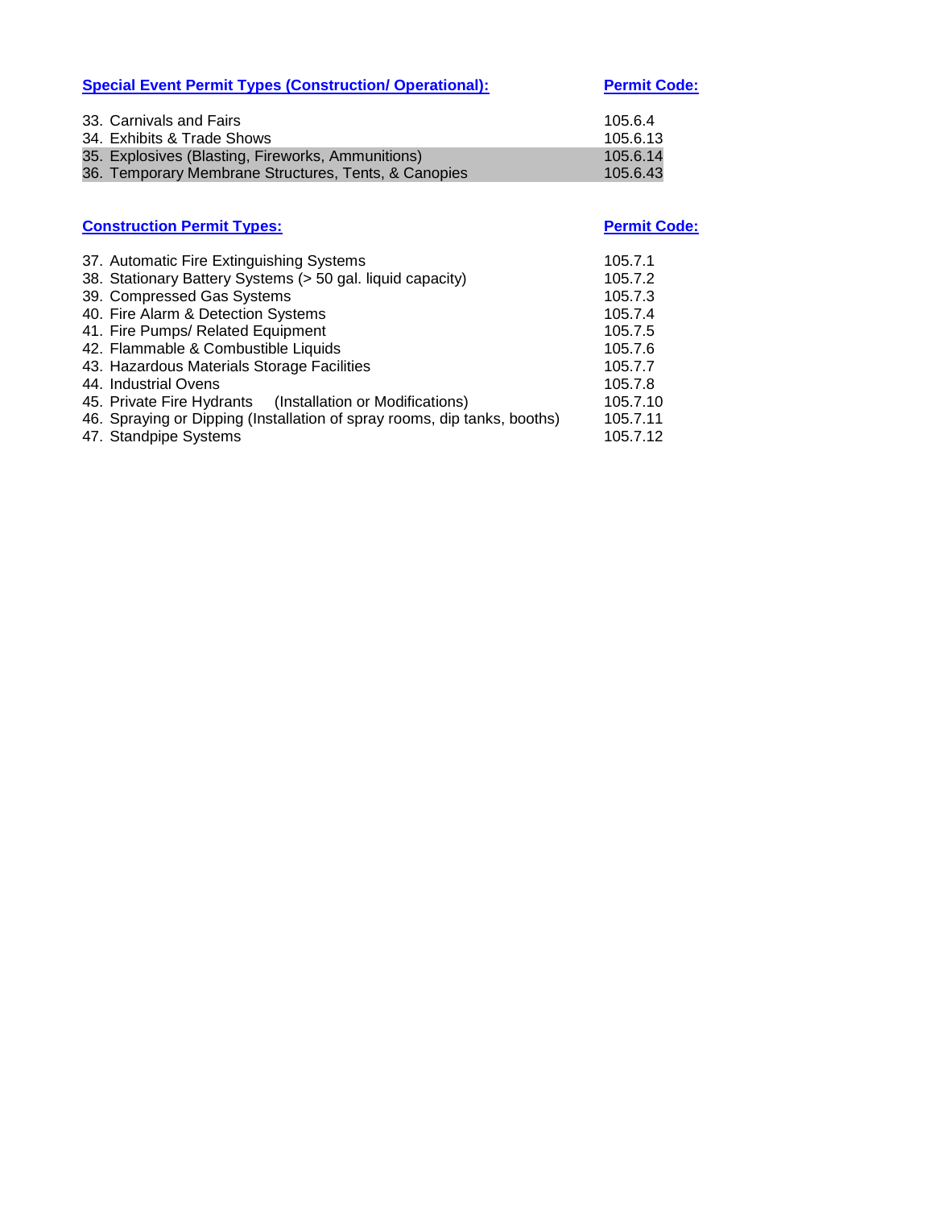| Special Event Permit Types (Construction/ Operational): | Permit Code: |
| --- | --- |
| 33. Carnivals and Fairs | 105.6.4 |
| 34. Exhibits & Trade Shows | 105.6.13 |
| 35. Explosives (Blasting, Fireworks, Ammunitions) | 105.6.14 |
| 36. Temporary Membrane Structures, Tents, & Canopies | 105.6.43 |

| Construction Permit Types: | Permit Code: |
| --- | --- |
| 37. Automatic Fire Extinguishing Systems | 105.7.1 |
| 38. Stationary Battery Systems (> 50 gal. liquid capacity) | 105.7.2 |
| 39. Compressed Gas Systems | 105.7.3 |
| 40. Fire Alarm & Detection Systems | 105.7.4 |
| 41. Fire Pumps/ Related Equipment | 105.7.5 |
| 42. Flammable & Combustible Liquids | 105.7.6 |
| 43. Hazardous Materials Storage Facilities | 105.7.7 |
| 44. Industrial Ovens | 105.7.8 |
| 45. Private Fire Hydrants (Installation or Modifications) | 105.7.10 |
| 46. Spraying or Dipping (Installation of spray rooms, dip tanks, booths) | 105.7.11 |
| 47. Standpipe Systems | 105.7.12 |